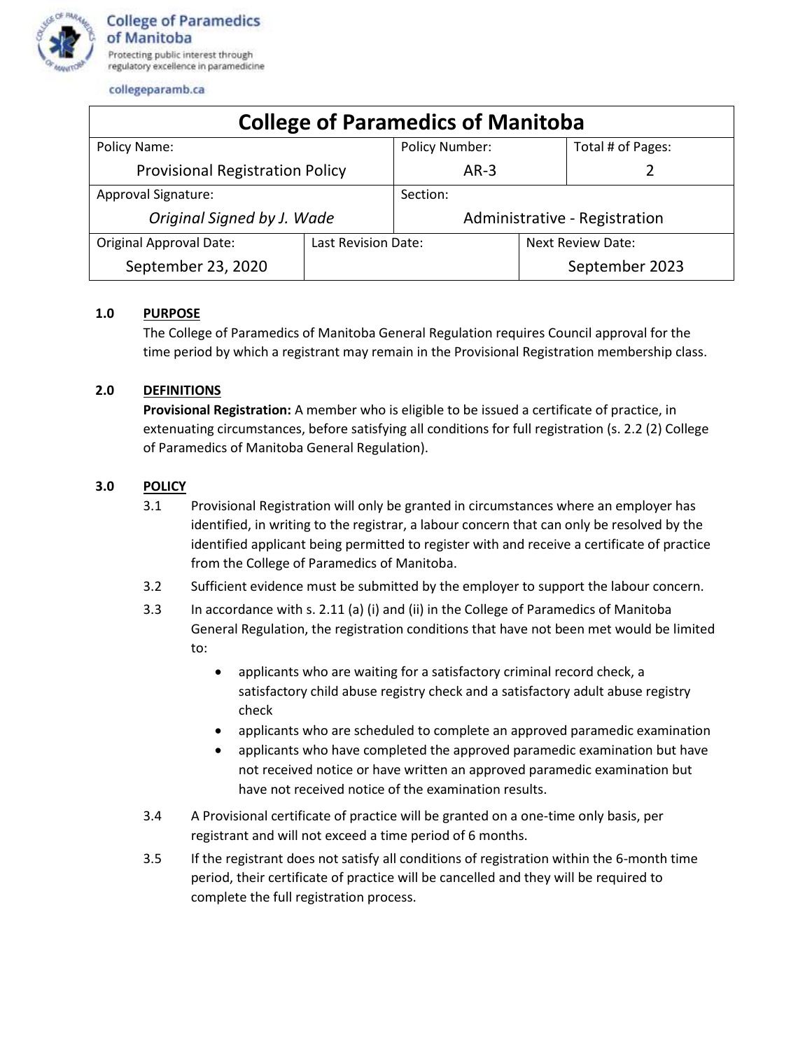College of Paramedics of Manitoba
Protecting public interest through regulatory excellence in paramedicine

collegeparamb.ca

# College of Paramedics of Manitoba

| Policy Name: | | Policy Number: | Total # of Pages: |
|---|---|---|---|
| Provisional Registration Policy | | AR-3 | 2 |
| Approval Signature: | | Section: | |
| *Original Signed by J. Wade* | | Administrative - Registration | |
| Original Approval Date: | Last Revision Date: | Next Review Date: | |
| September 23, 2020 | | September 2023 | |

## 1.0 PURPOSE

The College of Paramedics of Manitoba General Regulation requires Council approval for the time period by which a registrant may remain in the Provisional Registration membership class.

## 2.0 DEFINITIONS

**Provisional Registration:** A member who is eligible to be issued a certificate of practice, in extenuating circumstances, before satisfying all conditions for full registration (s. 2.2 (2) College of Paramedics of Manitoba General Regulation).

## 3.0 POLICY

3.1 Provisional Registration will only be granted in circumstances where an employer has identified, in writing to the registrar, a labour concern that can only be resolved by the identified applicant being permitted to register with and receive a certificate of practice from the College of Paramedics of Manitoba.

3.2 Sufficient evidence must be submitted by the employer to support the labour concern.

3.3 In accordance with s. 2.11 (a) (i) and (ii) in the College of Paramedics of Manitoba General Regulation, the registration conditions that have not been met would be limited to:

- applicants who are waiting for a satisfactory criminal record check, a satisfactory child abuse registry check and a satisfactory adult abuse registry check
- applicants who are scheduled to complete an approved paramedic examination
- applicants who have completed the approved paramedic examination but have not received notice or have written an approved paramedic examination but have not received notice of the examination results.

3.4 A Provisional certificate of practice will be granted on a one-time only basis, per registrant and will not exceed a time period of 6 months.

3.5 If the registrant does not satisfy all conditions of registration within the 6-month time period, their certificate of practice will be cancelled and they will be required to complete the full registration process.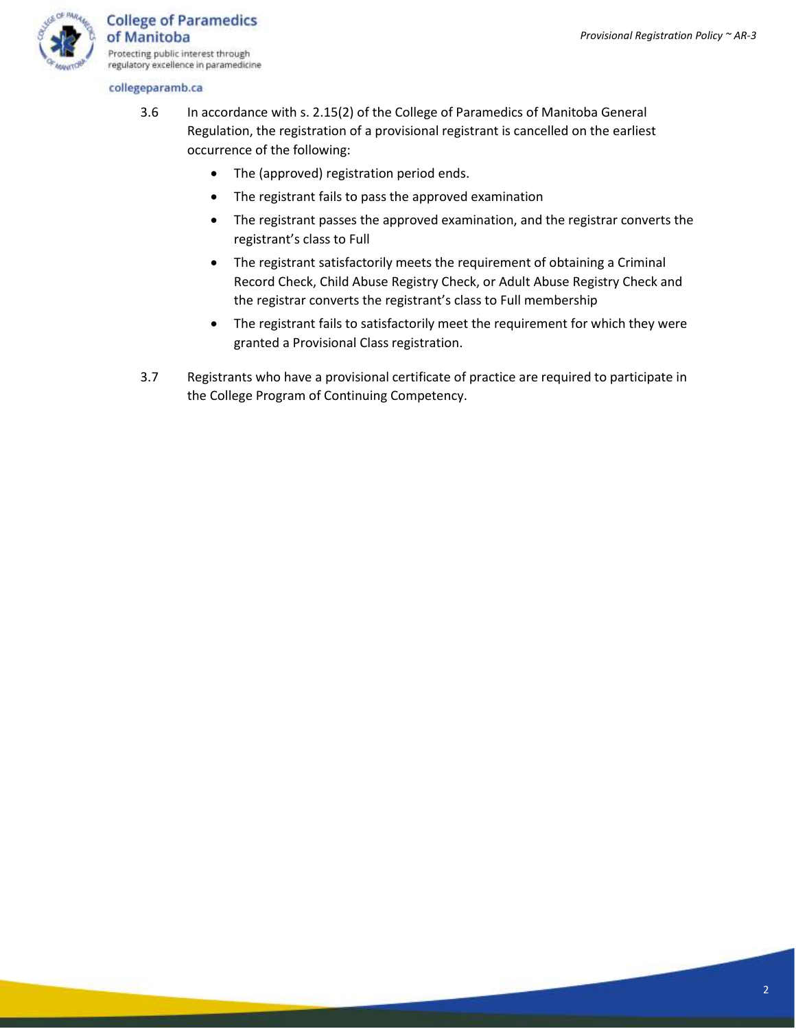3.6 In accordance with s. 2.15(2) of the College of Paramedics of Manitoba General Regulation, the registration of a provisional registrant is cancelled on the earliest occurrence of the following:

- The (approved) registration period ends.
- The registrant fails to pass the approved examination
- The registrant passes the approved examination, and the registrar converts the registrant's class to Full
- The registrant satisfactorily meets the requirement of obtaining a Criminal Record Check, Child Abuse Registry Check, or Adult Abuse Registry Check and the registrar converts the registrant's class to Full membership
- The registrant fails to satisfactorily meet the requirement for which they were granted a Provisional Class registration.

3.7 Registrants who have a provisional certificate of practice are required to participate in the College Program of Continuing Competency.